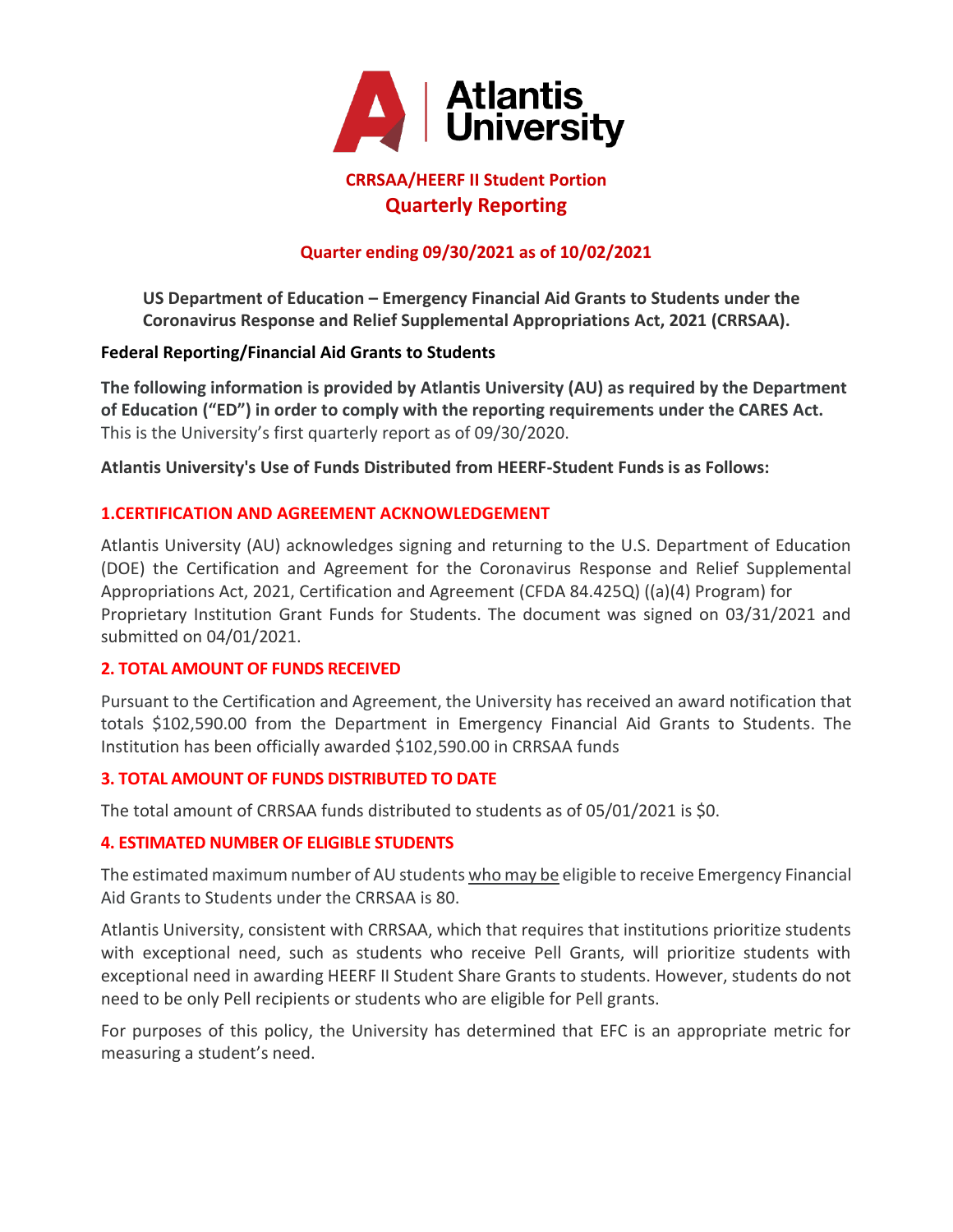# Atlantis University

## CRRSAA/HEERF II Student Portion
## Quarterly Reporting

### Quarter ending 09/30/2021 as of 10/02/2021

**US Department of Education – Emergency Financial Aid Grants to Students under the Coronavirus Response and Relief Supplemental Appropriations Act, 2021 (CRRSAA).**

**Federal Reporting/Financial Aid Grants to Students**

**The following information is provided by Atlantis University (AU) as required by the Department of Education ("ED") in order to comply with the reporting requirements under the CARES Act.** This is the University's first quarterly report as of 09/30/2020.

**Atlantis University's Use of Funds Distributed from HEERF-Student Funds is as Follows:**

### 1.CERTIFICATION AND AGREEMENT ACKNOWLEDGEMENT

Atlantis University (AU) acknowledges signing and returning to the U.S. Department of Education (DOE) the Certification and Agreement for the Coronavirus Response and Relief Supplemental Appropriations Act, 2021, Certification and Agreement (CFDA 84.425Q) ((a)(4) Program) for Proprietary Institution Grant Funds for Students. The document was signed on 03/31/2021 and submitted on 04/01/2021.

### 2. TOTAL AMOUNT OF FUNDS RECEIVED

Pursuant to the Certification and Agreement, the University has received an award notification that totals $102,590.00 from the Department in Emergency Financial Aid Grants to Students. The Institution has been officially awarded $102,590.00 in CRRSAA funds

### 3. TOTAL AMOUNT OF FUNDS DISTRIBUTED TO DATE

The total amount of CRRSAA funds distributed to students as of 05/01/2021 is $0.

### 4. ESTIMATED NUMBER OF ELIGIBLE STUDENTS

The estimated maximum number of AU students <u>who may be</u> eligible to receive Emergency Financial Aid Grants to Students under the CRRSAA is 80.

Atlantis University, consistent with CRRSAA, which that requires that institutions prioritize students with exceptional need, such as students who receive Pell Grants, will prioritize students with exceptional need in awarding HEERF II Student Share Grants to students. However, students do not need to be only Pell recipients or students who are eligible for Pell grants.

For purposes of this policy, the University has determined that EFC is an appropriate metric for measuring a student's need.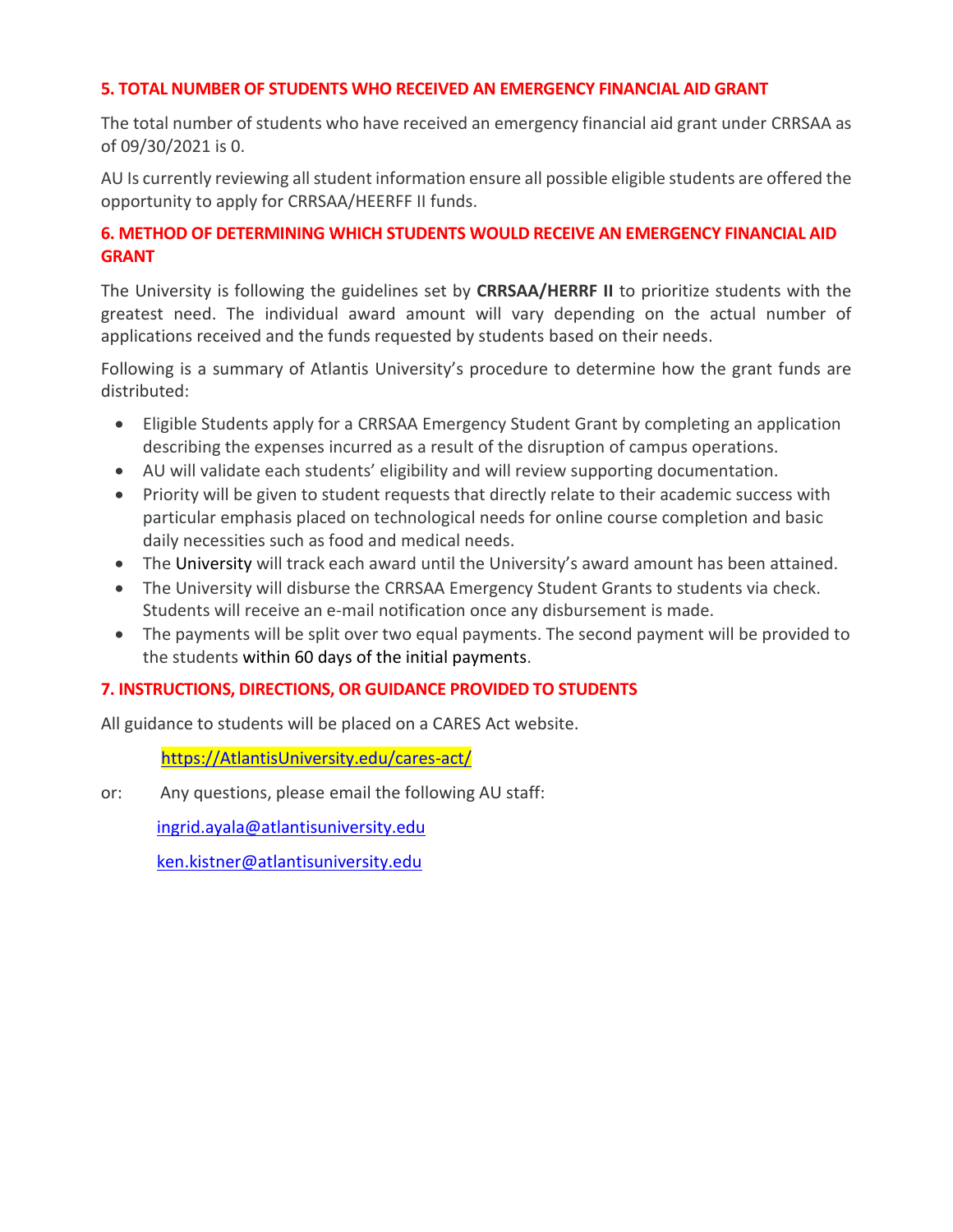## 5. TOTAL NUMBER OF STUDENTS WHO RECEIVED AN EMERGENCY FINANCIAL AID GRANT

The total number of students who have received an emergency financial aid grant under CRRSAA as of 09/30/2021 is 0.

AU Is currently reviewing all student information ensure all possible eligible students are offered the opportunity to apply for CRRSAA/HEERFF II funds.

## 6. METHOD OF DETERMINING WHICH STUDENTS WOULD RECEIVE AN EMERGENCY FINANCIAL AID GRANT

The University is following the guidelines set by **CRRSAA/HERRF II** to prioritize students with the greatest need. The individual award amount will vary depending on the actual number of applications received and the funds requested by students based on their needs.

Following is a summary of Atlantis University's procedure to determine how the grant funds are distributed:

- Eligible Students apply for a CRRSAA Emergency Student Grant by completing an application describing the expenses incurred as a result of the disruption of campus operations.
- AU will validate each students' eligibility and will review supporting documentation.
- Priority will be given to student requests that directly relate to their academic success with particular emphasis placed on technological needs for online course completion and basic daily necessities such as food and medical needs.
- The University will track each award until the University's award amount has been attained.
- The University will disburse the CRRSAA Emergency Student Grants to students via check. Students will receive an e-mail notification once any disbursement is made.
- The payments will be split over two equal payments. The second payment will be provided to the students within 60 days of the initial payments.

## 7. INSTRUCTIONS, DIRECTIONS, OR GUIDANCE PROVIDED TO STUDENTS

All guidance to students will be placed on a CARES Act website.

https://AtlantisUniversity.edu/cares-act/

or: Any questions, please email the following AU staff:

ingrid.ayala@atlantisuniversity.edu

ken.kistner@atlantisuniversity.edu